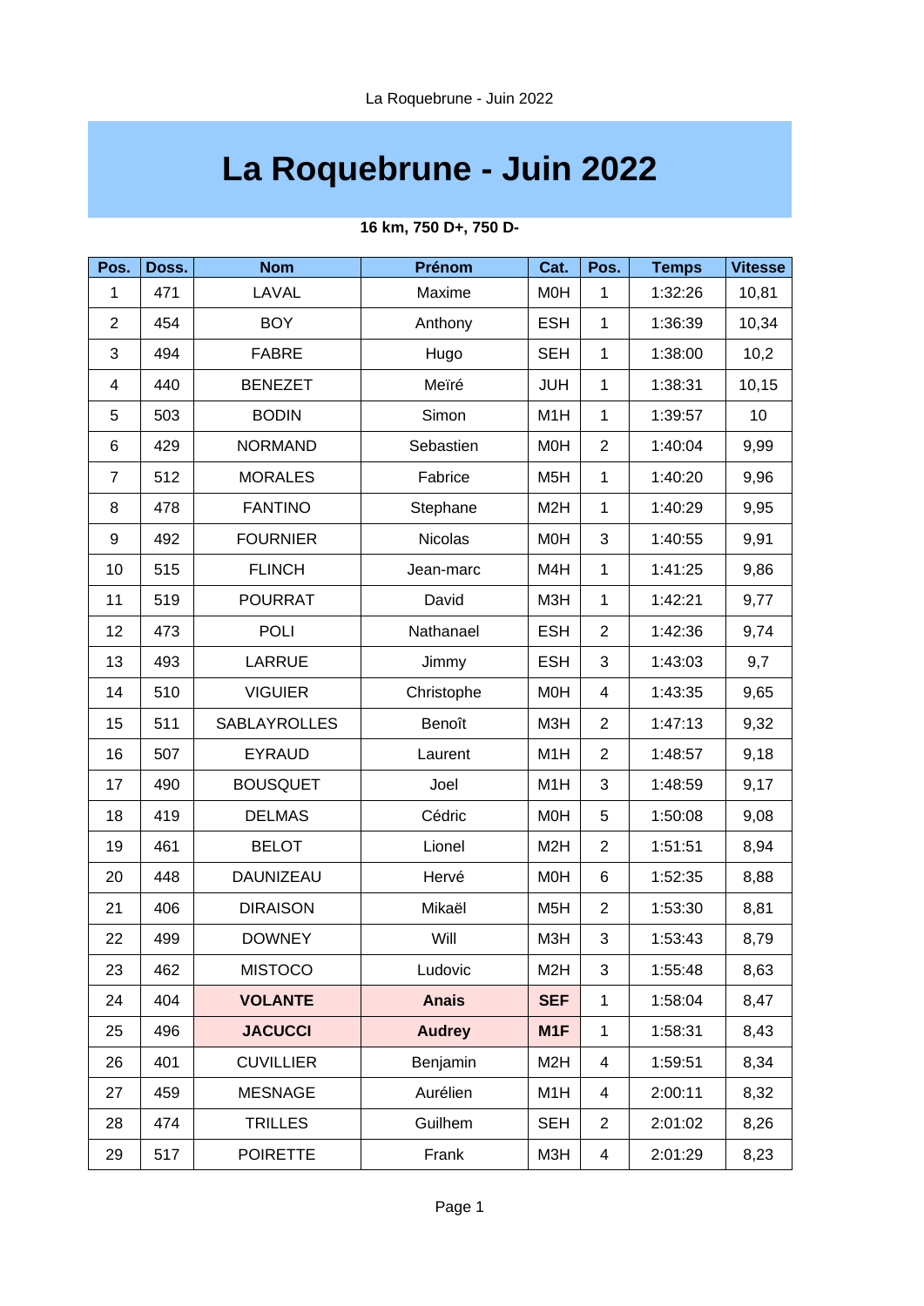# La Roquebrune - Juin 2022

**16 km, 750 D+, 750 D-**

| Pos. | Doss. | Nom | Prénom | Cat. | Pos. | Temps | Vitesse |
|---|---|---|---|---|---|---|---|
| 1 | 471 | LAVAL | Maxime | M0H | 1 | 1:32:26 | 10,81 |
| 2 | 454 | BOY | Anthony | ESH | 1 | 1:36:39 | 10,34 |
| 3 | 494 | FABRE | Hugo | SEH | 1 | 1:38:00 | 10,2 |
| 4 | 440 | BENEZET | Meïré | JUH | 1 | 1:38:31 | 10,15 |
| 5 | 503 | BODIN | Simon | M1H | 1 | 1:39:57 | 10 |
| 6 | 429 | NORMAND | Sebastien | M0H | 2 | 1:40:04 | 9,99 |
| 7 | 512 | MORALES | Fabrice | M5H | 1 | 1:40:20 | 9,96 |
| 8 | 478 | FANTINO | Stephane | M2H | 1 | 1:40:29 | 9,95 |
| 9 | 492 | FOURNIER | Nicolas | M0H | 3 | 1:40:55 | 9,91 |
| 10 | 515 | FLINCH | Jean-marc | M4H | 1 | 1:41:25 | 9,86 |
| 11 | 519 | POURRAT | David | M3H | 1 | 1:42:21 | 9,77 |
| 12 | 473 | POLI | Nathanael | ESH | 2 | 1:42:36 | 9,74 |
| 13 | 493 | LARRUE | Jimmy | ESH | 3 | 1:43:03 | 9,7 |
| 14 | 510 | VIGUIER | Christophe | M0H | 4 | 1:43:35 | 9,65 |
| 15 | 511 | SABLAYROLLES | Benoît | M3H | 2 | 1:47:13 | 9,32 |
| 16 | 507 | EYRAUD | Laurent | M1H | 2 | 1:48:57 | 9,18 |
| 17 | 490 | BOUSQUET | Joel | M1H | 3 | 1:48:59 | 9,17 |
| 18 | 419 | DELMAS | Cédric | M0H | 5 | 1:50:08 | 9,08 |
| 19 | 461 | BELOT | Lionel | M2H | 2 | 1:51:51 | 8,94 |
| 20 | 448 | DAUNIZEAU | Hervé | M0H | 6 | 1:52:35 | 8,88 |
| 21 | 406 | DIRAISON | Mikaël | M5H | 2 | 1:53:30 | 8,81 |
| 22 | 499 | DOWNEY | Will | M3H | 3 | 1:53:43 | 8,79 |
| 23 | 462 | MISTOCO | Ludovic | M2H | 3 | 1:55:48 | 8,63 |
| 24 | 404 | **VOLANTE** | **Anais** | **SEF** | 1 | 1:58:04 | 8,47 |
| 25 | 496 | **JACUCCI** | **Audrey** | **M1F** | 1 | 1:58:31 | 8,43 |
| 26 | 401 | CUVILLIER | Benjamin | M2H | 4 | 1:59:51 | 8,34 |
| 27 | 459 | MESNAGE | Aurélien | M1H | 4 | 2:00:11 | 8,32 |
| 28 | 474 | TRILLES | Guilhem | SEH | 2 | 2:01:02 | 8,26 |
| 29 | 517 | POIRETTE | Frank | M3H | 4 | 2:01:29 | 8,23 |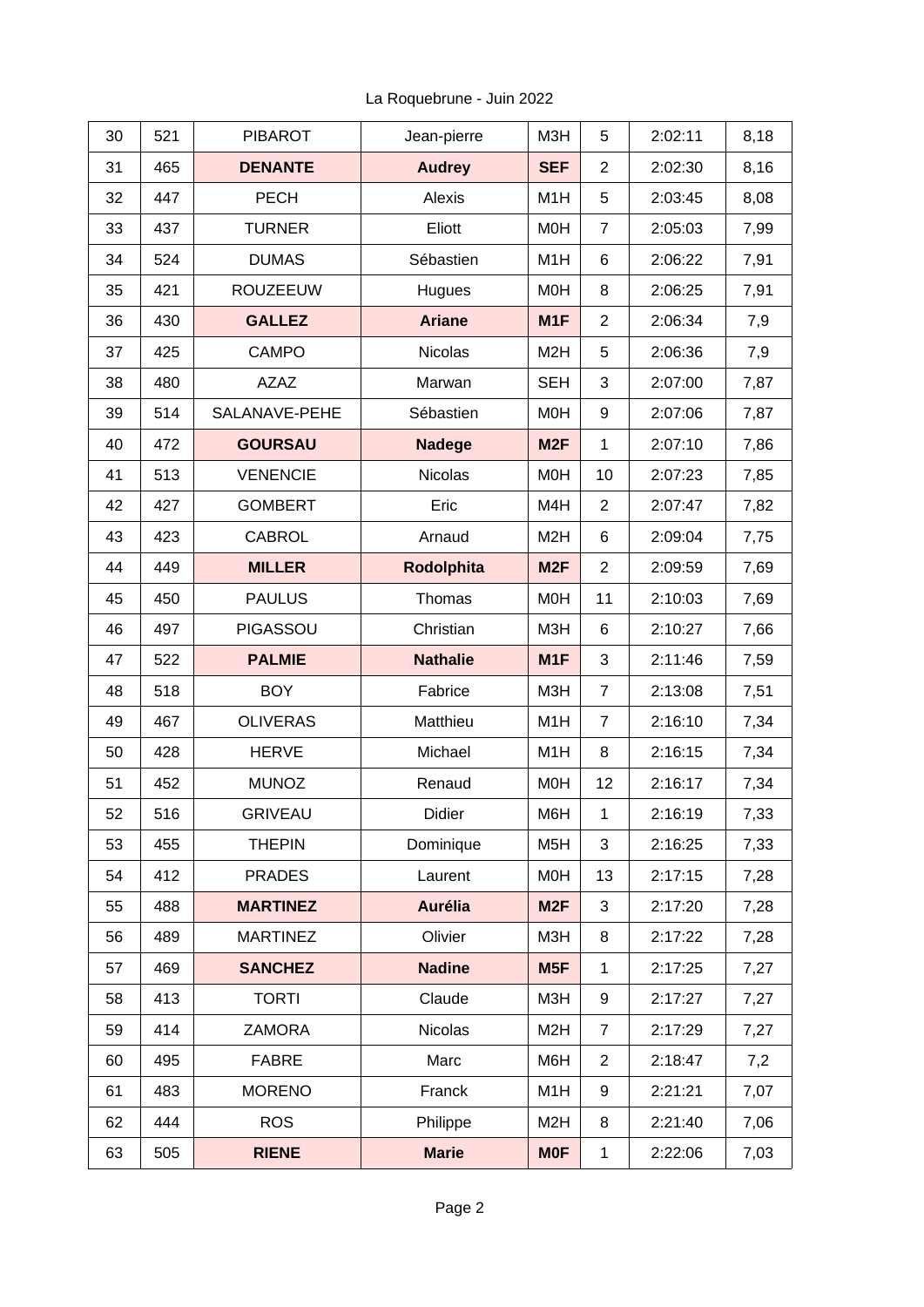La Roquebrune - Juin 2022

| | | | | | | | |
|---|---|---|---|---|---|---|---|
| 30 | 521 | PIBAROT | Jean-pierre | M3H | 5 | 2:02:11 | 8,18 |
| 31 | 465 | **DENANTE** | **Audrey** | **SEF** | 2 | 2:02:30 | 8,16 |
| 32 | 447 | PECH | Alexis | M1H | 5 | 2:03:45 | 8,08 |
| 33 | 437 | TURNER | Eliott | M0H | 7 | 2:05:03 | 7,99 |
| 34 | 524 | DUMAS | Sébastien | M1H | 6 | 2:06:22 | 7,91 |
| 35 | 421 | ROUZEEUW | Hugues | M0H | 8 | 2:06:25 | 7,91 |
| 36 | 430 | **GALLEZ** | **Ariane** | **M1F** | 2 | 2:06:34 | 7,9 |
| 37 | 425 | CAMPO | Nicolas | M2H | 5 | 2:06:36 | 7,9 |
| 38 | 480 | AZAZ | Marwan | SEH | 3 | 2:07:00 | 7,87 |
| 39 | 514 | SALANAVE-PEHE | Sébastien | M0H | 9 | 2:07:06 | 7,87 |
| 40 | 472 | **GOURSAU** | **Nadege** | **M2F** | 1 | 2:07:10 | 7,86 |
| 41 | 513 | VENENCIE | Nicolas | M0H | 10 | 2:07:23 | 7,85 |
| 42 | 427 | GOMBERT | Eric | M4H | 2 | 2:07:47 | 7,82 |
| 43 | 423 | CABROL | Arnaud | M2H | 6 | 2:09:04 | 7,75 |
| 44 | 449 | **MILLER** | **Rodolphita** | **M2F** | 2 | 2:09:59 | 7,69 |
| 45 | 450 | PAULUS | Thomas | M0H | 11 | 2:10:03 | 7,69 |
| 46 | 497 | PIGASSOU | Christian | M3H | 6 | 2:10:27 | 7,66 |
| 47 | 522 | **PALMIE** | **Nathalie** | **M1F** | 3 | 2:11:46 | 7,59 |
| 48 | 518 | BOY | Fabrice | M3H | 7 | 2:13:08 | 7,51 |
| 49 | 467 | OLIVERAS | Matthieu | M1H | 7 | 2:16:10 | 7,34 |
| 50 | 428 | HERVE | Michael | M1H | 8 | 2:16:15 | 7,34 |
| 51 | 452 | MUNOZ | Renaud | M0H | 12 | 2:16:17 | 7,34 |
| 52 | 516 | GRIVEAU | Didier | M6H | 1 | 2:16:19 | 7,33 |
| 53 | 455 | THEPIN | Dominique | M5H | 3 | 2:16:25 | 7,33 |
| 54 | 412 | PRADES | Laurent | M0H | 13 | 2:17:15 | 7,28 |
| 55 | 488 | **MARTINEZ** | **Aurélia** | **M2F** | 3 | 2:17:20 | 7,28 |
| 56 | 489 | MARTINEZ | Olivier | M3H | 8 | 2:17:22 | 7,28 |
| 57 | 469 | **SANCHEZ** | **Nadine** | **M5F** | 1 | 2:17:25 | 7,27 |
| 58 | 413 | TORTI | Claude | M3H | 9 | 2:17:27 | 7,27 |
| 59 | 414 | ZAMORA | Nicolas | M2H | 7 | 2:17:29 | 7,27 |
| 60 | 495 | FABRE | Marc | M6H | 2 | 2:18:47 | 7,2 |
| 61 | 483 | MORENO | Franck | M1H | 9 | 2:21:21 | 7,07 |
| 62 | 444 | ROS | Philippe | M2H | 8 | 2:21:40 | 7,06 |
| 63 | 505 | **RIENE** | **Marie** | **M0F** | 1 | 2:22:06 | 7,03 |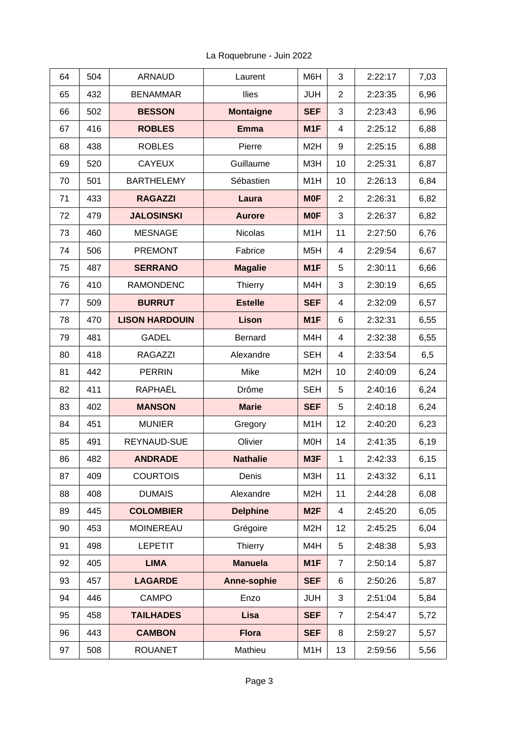La Roquebrune - Juin 2022

| 64 | 504 | ARNAUD | Laurent | M6H | 3 | 2:22:17 | 7,03 |
|---|---|---|---|---|---|---|---|
| 65 | 432 | BENAMMAR | Ilies | JUH | 2 | 2:23:35 | 6,96 |
| 66 | 502 | **BESSON** | **Montaigne** | **SEF** | 3 | 2:23:43 | 6,96 |
| 67 | 416 | **ROBLES** | **Emma** | **M1F** | 4 | 2:25:12 | 6,88 |
| 68 | 438 | ROBLES | Pierre | M2H | 9 | 2:25:15 | 6,88 |
| 69 | 520 | CAYEUX | Guillaume | M3H | 10 | 2:25:31 | 6,87 |
| 70 | 501 | BARTHELEMY | Sébastien | M1H | 10 | 2:26:13 | 6,84 |
| 71 | 433 | **RAGAZZI** | **Laura** | **M0F** | 2 | 2:26:31 | 6,82 |
| 72 | 479 | **JALOSINSKI** | **Aurore** | **M0F** | 3 | 2:26:37 | 6,82 |
| 73 | 460 | MESNAGE | Nicolas | M1H | 11 | 2:27:50 | 6,76 |
| 74 | 506 | PREMONT | Fabrice | M5H | 4 | 2:29:54 | 6,67 |
| 75 | 487 | **SERRANO** | **Magalie** | **M1F** | 5 | 2:30:11 | 6,66 |
| 76 | 410 | RAMONDENC | Thierry | M4H | 3 | 2:30:19 | 6,65 |
| 77 | 509 | **BURRUT** | **Estelle** | **SEF** | 4 | 2:32:09 | 6,57 |
| 78 | 470 | **LISON HARDOUIN** | **Lison** | **M1F** | 6 | 2:32:31 | 6,55 |
| 79 | 481 | GADEL | Bernard | M4H | 4 | 2:32:38 | 6,55 |
| 80 | 418 | RAGAZZI | Alexandre | SEH | 4 | 2:33:54 | 6,5 |
| 81 | 442 | PERRIN | Mike | M2H | 10 | 2:40:09 | 6,24 |
| 82 | 411 | RAPHAËL | Drôme | SEH | 5 | 2:40:16 | 6,24 |
| 83 | 402 | **MANSON** | **Marie** | **SEF** | 5 | 2:40:18 | 6,24 |
| 84 | 451 | MUNIER | Gregory | M1H | 12 | 2:40:20 | 6,23 |
| 85 | 491 | REYNAUD-SUE | Olivier | M0H | 14 | 2:41:35 | 6,19 |
| 86 | 482 | **ANDRADE** | **Nathalie** | **M3F** | 1 | 2:42:33 | 6,15 |
| 87 | 409 | COURTOIS | Denis | M3H | 11 | 2:43:32 | 6,11 |
| 88 | 408 | DUMAIS | Alexandre | M2H | 11 | 2:44:28 | 6,08 |
| 89 | 445 | **COLOMBIER** | **Delphine** | **M2F** | 4 | 2:45:20 | 6,05 |
| 90 | 453 | MOINEREAU | Grégoire | M2H | 12 | 2:45:25 | 6,04 |
| 91 | 498 | LEPETIT | Thierry | M4H | 5 | 2:48:38 | 5,93 |
| 92 | 405 | **LIMA** | **Manuela** | **M1F** | 7 | 2:50:14 | 5,87 |
| 93 | 457 | **LAGARDE** | **Anne-sophie** | **SEF** | 6 | 2:50:26 | 5,87 |
| 94 | 446 | CAMPO | Enzo | JUH | 3 | 2:51:04 | 5,84 |
| 95 | 458 | **TAILHADES** | **Lisa** | **SEF** | 7 | 2:54:47 | 5,72 |
| 96 | 443 | **CAMBON** | **Flora** | **SEF** | 8 | 2:59:27 | 5,57 |
| 97 | 508 | ROUANET | Mathieu | M1H | 13 | 2:59:56 | 5,56 |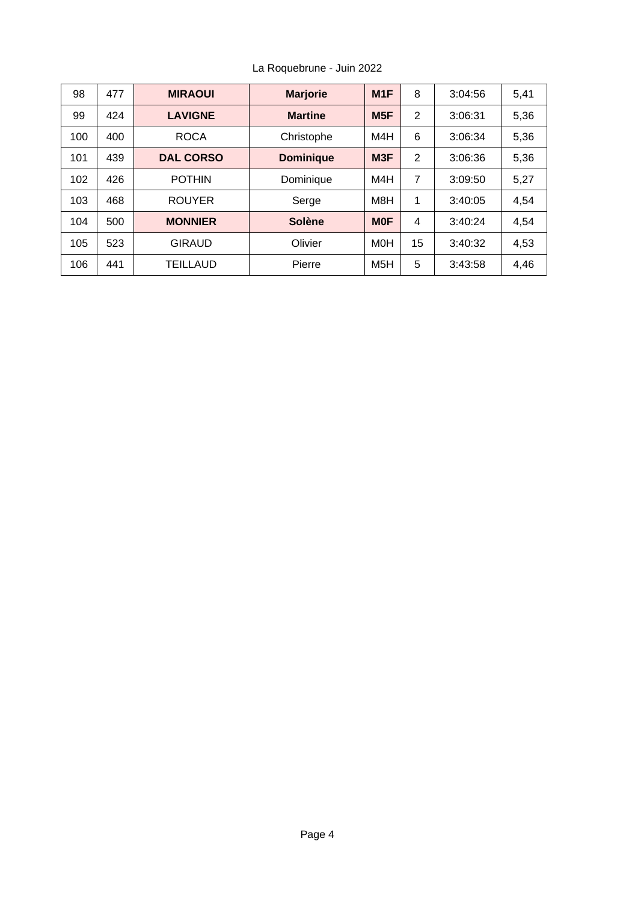| | | | | | | | |
|---|---|---|---|---|---|---|---|
| 98 | 477 | **MIRAOUI** | **Marjorie** | **M1F** | 8 | 3:04:56 | 5,41 |
| 99 | 424 | **LAVIGNE** | **Martine** | **M5F** | 2 | 3:06:31 | 5,36 |
| 100 | 400 | ROCA | Christophe | M4H | 6 | 3:06:34 | 5,36 |
| 101 | 439 | **DAL CORSO** | **Dominique** | **M3F** | 2 | 3:06:36 | 5,36 |
| 102 | 426 | POTHIN | Dominique | M4H | 7 | 3:09:50 | 5,27 |
| 103 | 468 | ROUYER | Serge | M8H | 1 | 3:40:05 | 4,54 |
| 104 | 500 | **MONNIER** | **Solène** | **M0F** | 4 | 3:40:24 | 4,54 |
| 105 | 523 | GIRAUD | Olivier | M0H | 15 | 3:40:32 | 4,53 |
| 106 | 441 | TEILLAUD | Pierre | M5H | 5 | 3:43:58 | 4,46 |